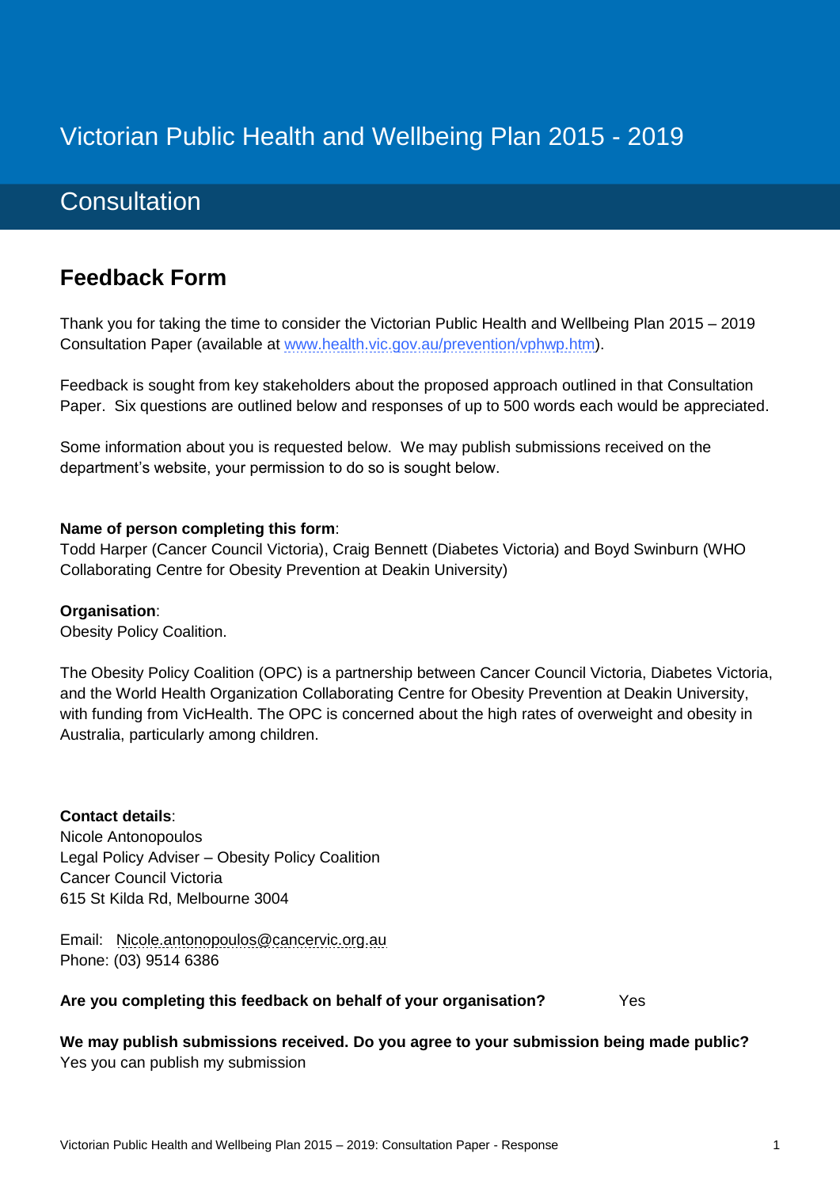# Victorian Public Health and Wellbeing Plan 2015 - 2019

## Consultation

## Feedback Form

Thank you for taking the time to consider the Victorian Public Health and Wellbeing Plan 2015 – 2019 Consultation Paper (available at [www.health.vic.gov.au/prevention/vphwp.htm](www.health.vic.gov.au/prevention/vphwp.htm)).

Feedback is sought from key stakeholders about the proposed approach outlined in that Consultation Paper. Six questions are outlined below and responses of up to 500 words each would be appreciated.

Some information about you is requested below. We may publish submissions received on the department's website, your permission to do so is sought below.

**Name of person completing this form**:
Todd Harper (Cancer Council Victoria), Craig Bennett (Diabetes Victoria) and Boyd Swinburn (WHO Collaborating Centre for Obesity Prevention at Deakin University)

**Organisation**:
Obesity Policy Coalition.

The Obesity Policy Coalition (OPC) is a partnership between Cancer Council Victoria, Diabetes Victoria, and the World Health Organization Collaborating Centre for Obesity Prevention at Deakin University, with funding from VicHealth. The OPC is concerned about the high rates of overweight and obesity in Australia, particularly among children.

**Contact details**:
Nicole Antonopoulos
Legal Policy Adviser – Obesity Policy Coalition
Cancer Council Victoria
615 St Kilda Rd, Melbourne 3004

Email: Nicole.antonopoulos@cancervic.org.au
Phone: (03) 9514 6386

**Are you completing this feedback on behalf of your organisation?** Yes

**We may publish submissions received. Do you agree to your submission being made public?**
Yes you can publish my submission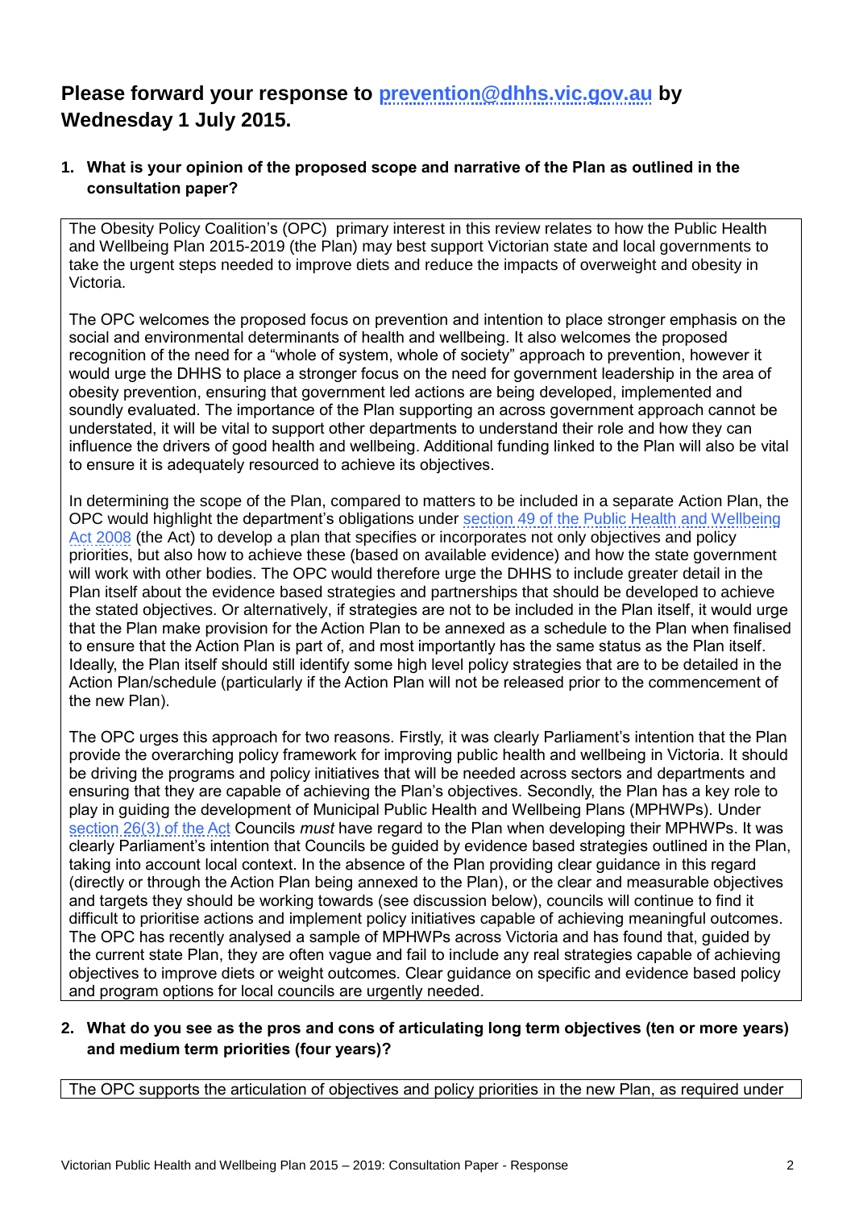**Please forward your response to [prevention@dhhs.vic.gov.au](mailto:prevention@dhhs.vic.gov.au) by Wednesday 1 July 2015.**

**1. What is your opinion of the proposed scope and narrative of the Plan as outlined in the consultation paper?**

The Obesity Policy Coalition's (OPC) primary interest in this review relates to how the Public Health and Wellbeing Plan 2015-2019 (the Plan) may best support Victorian state and local governments to take the urgent steps needed to improve diets and reduce the impacts of overweight and obesity in Victoria.

The OPC welcomes the proposed focus on prevention and intention to place stronger emphasis on the social and environmental determinants of health and wellbeing. It also welcomes the proposed recognition of the need for a "whole of system, whole of society" approach to prevention, however it would urge the DHHS to place a stronger focus on the need for government leadership in the area of obesity prevention, ensuring that government led actions are being developed, implemented and soundly evaluated. The importance of the Plan supporting an across government approach cannot be understated, it will be vital to support other departments to understand their role and how they can influence the drivers of good health and wellbeing. Additional funding linked to the Plan will also be vital to ensure it is adequately resourced to achieve its objectives.

In determining the scope of the Plan, compared to matters to be included in a separate Action Plan, the OPC would highlight the department's obligations under section 49 of the Public Health and Wellbeing Act 2008 (the Act) to develop a plan that specifies or incorporates not only objectives and policy priorities, but also how to achieve these (based on available evidence) and how the state government will work with other bodies. The OPC would therefore urge the DHHS to include greater detail in the Plan itself about the evidence based strategies and partnerships that should be developed to achieve the stated objectives. Or alternatively, if strategies are not to be included in the Plan itself, it would urge that the Plan make provision for the Action Plan to be annexed as a schedule to the Plan when finalised to ensure that the Action Plan is part of, and most importantly has the same status as the Plan itself. Ideally, the Plan itself should still identify some high level policy strategies that are to be detailed in the Action Plan/schedule (particularly if the Action Plan will not be released prior to the commencement of the new Plan).

The OPC urges this approach for two reasons. Firstly, it was clearly Parliament's intention that the Plan provide the overarching policy framework for improving public health and wellbeing in Victoria. It should be driving the programs and policy initiatives that will be needed across sectors and departments and ensuring that they are capable of achieving the Plan's objectives. Secondly, the Plan has a key role to play in guiding the development of Municipal Public Health and Wellbeing Plans (MPHWPs). Under section 26(3) of the Act Councils *must* have regard to the Plan when developing their MPHWPs. It was clearly Parliament's intention that Councils be guided by evidence based strategies outlined in the Plan, taking into account local context. In the absence of the Plan providing clear guidance in this regard (directly or through the Action Plan being annexed to the Plan), or the clear and measurable objectives and targets they should be working towards (see discussion below), councils will continue to find it difficult to prioritise actions and implement policy initiatives capable of achieving meaningful outcomes. The OPC has recently analysed a sample of MPHWPs across Victoria and has found that, guided by the current state Plan, they are often vague and fail to include any real strategies capable of achieving objectives to improve diets or weight outcomes. Clear guidance on specific and evidence based policy and program options for local councils are urgently needed.

**2. What do you see as the pros and cons of articulating long term objectives (ten or more years) and medium term priorities (four years)?**

The OPC supports the articulation of objectives and policy priorities in the new Plan, as required under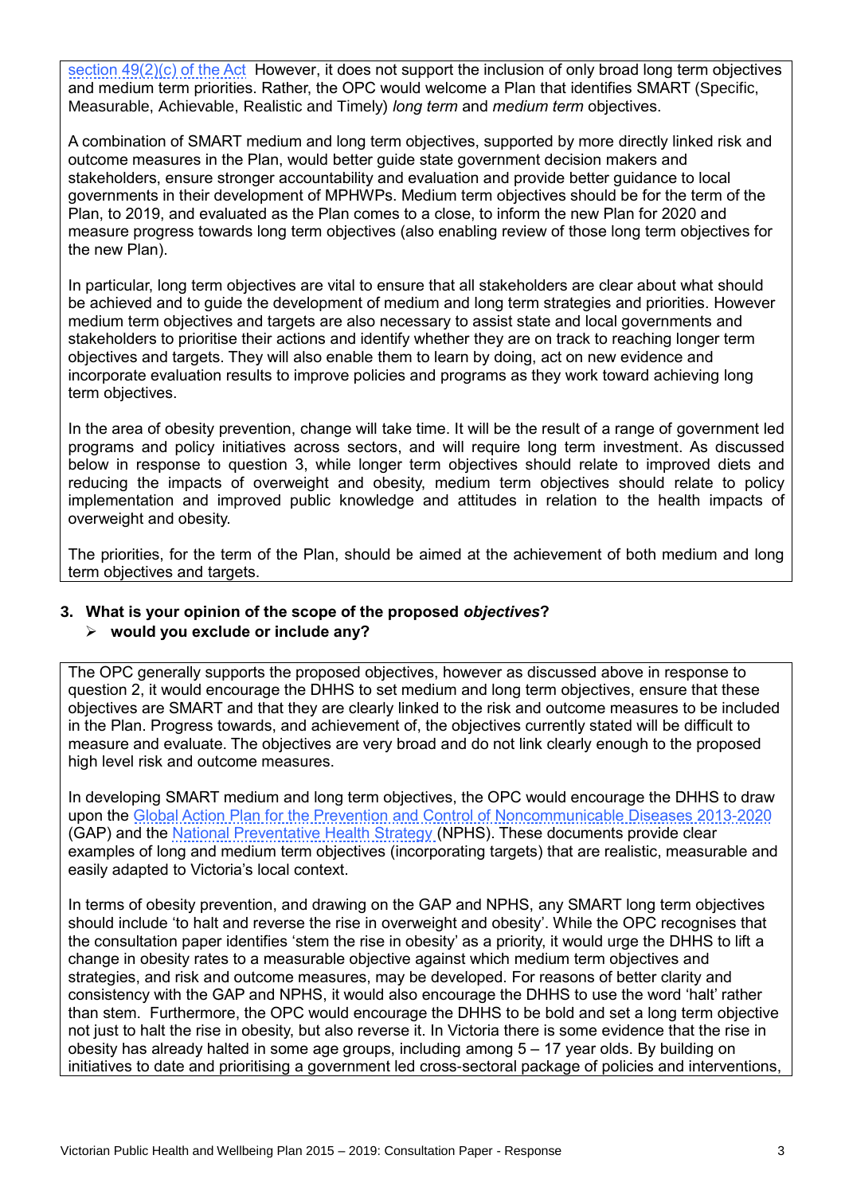section 49(2)(c) of the Act However, it does not support the inclusion of only broad long term objectives and medium term priorities. Rather, the OPC would welcome a Plan that identifies SMART (Specific, Measurable, Achievable, Realistic and Timely) *long term* and *medium term* objectives.

A combination of SMART medium and long term objectives, supported by more directly linked risk and outcome measures in the Plan, would better guide state government decision makers and stakeholders, ensure stronger accountability and evaluation and provide better guidance to local governments in their development of MPHWPs. Medium term objectives should be for the term of the Plan, to 2019, and evaluated as the Plan comes to a close, to inform the new Plan for 2020 and measure progress towards long term objectives (also enabling review of those long term objectives for the new Plan).

In particular, long term objectives are vital to ensure that all stakeholders are clear about what should be achieved and to guide the development of medium and long term strategies and priorities. However medium term objectives and targets are also necessary to assist state and local governments and stakeholders to prioritise their actions and identify whether they are on track to reaching longer term objectives and targets. They will also enable them to learn by doing, act on new evidence and incorporate evaluation results to improve policies and programs as they work toward achieving long term objectives.

In the area of obesity prevention, change will take time. It will be the result of a range of government led programs and policy initiatives across sectors, and will require long term investment. As discussed below in response to question 3, while longer term objectives should relate to improved diets and reducing the impacts of overweight and obesity, medium term objectives should relate to policy implementation and improved public knowledge and attitudes in relation to the health impacts of overweight and obesity.

The priorities, for the term of the Plan, should be aimed at the achievement of both medium and long term objectives and targets.

**3. What is your opinion of the scope of the proposed *objectives*?**
- **would you exclude or include any?**

The OPC generally supports the proposed objectives, however as discussed above in response to question 2, it would encourage the DHHS to set medium and long term objectives, ensure that these objectives are SMART and that they are clearly linked to the risk and outcome measures to be included in the Plan. Progress towards, and achievement of, the objectives currently stated will be difficult to measure and evaluate. The objectives are very broad and do not link clearly enough to the proposed high level risk and outcome measures.

In developing SMART medium and long term objectives, the OPC would encourage the DHHS to draw upon the Global Action Plan for the Prevention and Control of Noncommunicable Diseases 2013-2020 (GAP) and the National Preventative Health Strategy (NPHS). These documents provide clear examples of long and medium term objectives (incorporating targets) that are realistic, measurable and easily adapted to Victoria's local context.

In terms of obesity prevention, and drawing on the GAP and NPHS, any SMART long term objectives should include 'to halt and reverse the rise in overweight and obesity'. While the OPC recognises that the consultation paper identifies 'stem the rise in obesity' as a priority, it would urge the DHHS to lift a change in obesity rates to a measurable objective against which medium term objectives and strategies, and risk and outcome measures, may be developed. For reasons of better clarity and consistency with the GAP and NPHS, it would also encourage the DHHS to use the word 'halt' rather than stem. Furthermore, the OPC would encourage the DHHS to be bold and set a long term objective not just to halt the rise in obesity, but also reverse it. In Victoria there is some evidence that the rise in obesity has already halted in some age groups, including among 5 – 17 year olds. By building on initiatives to date and prioritising a government led cross-sectoral package of policies and interventions,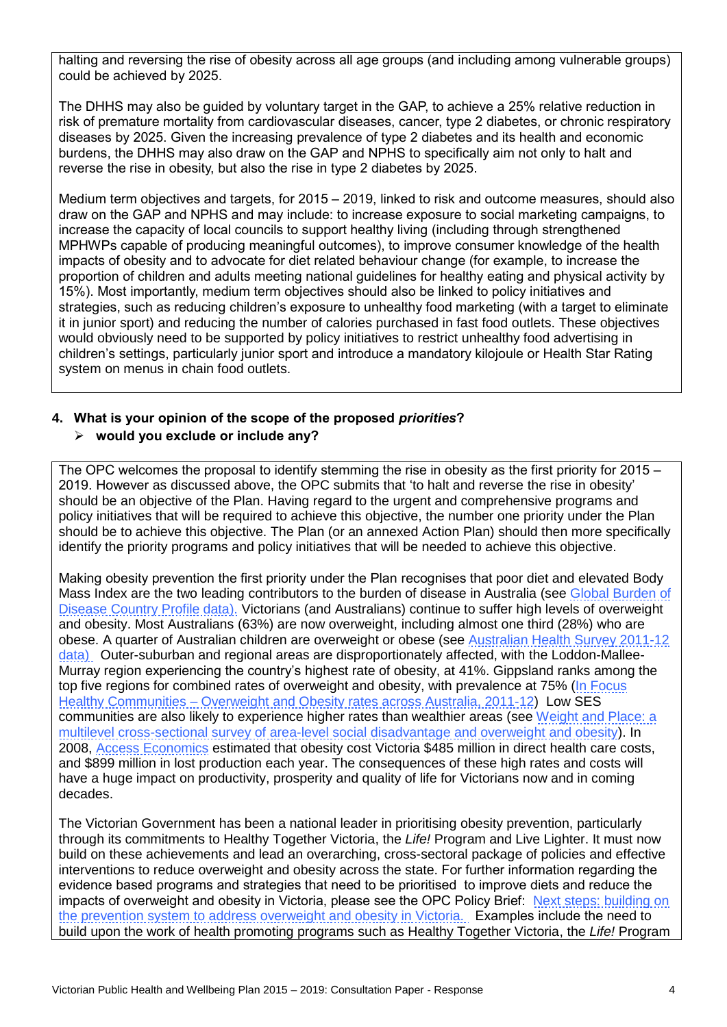halting and reversing the rise of obesity across all age groups (and including among vulnerable groups) could be achieved by 2025.

The DHHS may also be guided by voluntary target in the GAP, to achieve a 25% relative reduction in risk of premature mortality from cardiovascular diseases, cancer, type 2 diabetes, or chronic respiratory diseases by 2025. Given the increasing prevalence of type 2 diabetes and its health and economic burdens, the DHHS may also draw on the GAP and NPHS to specifically aim not only to halt and reverse the rise in obesity, but also the rise in type 2 diabetes by 2025.

Medium term objectives and targets, for 2015 – 2019, linked to risk and outcome measures, should also draw on the GAP and NPHS and may include: to increase exposure to social marketing campaigns, to increase the capacity of local councils to support healthy living (including through strengthened MPHWPs capable of producing meaningful outcomes), to improve consumer knowledge of the health impacts of obesity and to advocate for diet related behaviour change (for example, to increase the proportion of children and adults meeting national guidelines for healthy eating and physical activity by 15%). Most importantly, medium term objectives should also be linked to policy initiatives and strategies, such as reducing children's exposure to unhealthy food marketing (with a target to eliminate it in junior sport) and reducing the number of calories purchased in fast food outlets. These objectives would obviously need to be supported by policy initiatives to restrict unhealthy food advertising in children's settings, particularly junior sport and introduce a mandatory kilojoule or Health Star Rating system on menus in chain food outlets.

**4. What is your opinion of the scope of the proposed *priorities*?**

- **would you exclude or include any?**

The OPC welcomes the proposal to identify stemming the rise in obesity as the first priority for 2015 – 2019. However as discussed above, the OPC submits that 'to halt and reverse the rise in obesity' should be an objective of the Plan. Having regard to the urgent and comprehensive programs and policy initiatives that will be required to achieve this objective, the number one priority under the Plan should be to achieve this objective. The Plan (or an annexed Action Plan) should then more specifically identify the priority programs and policy initiatives that will be needed to achieve this objective.

Making obesity prevention the first priority under the Plan recognises that poor diet and elevated Body Mass Index are the two leading contributors to the burden of disease in Australia (see Global Burden of Disease Country Profile data). Victorians (and Australians) continue to suffer high levels of overweight and obesity. Most Australians (63%) are now overweight, including almost one third (28%) who are obese. A quarter of Australian children are overweight or obese (see Australian Health Survey 2011-12 data) Outer-suburban and regional areas are disproportionately affected, with the Loddon-Mallee-Murray region experiencing the country's highest rate of obesity, at 41%. Gippsland ranks among the top five regions for combined rates of overweight and obesity, with prevalence at 75% (In Focus Healthy Communities – Overweight and Obesity rates across Australia, 2011-12) Low SES communities are also likely to experience higher rates than wealthier areas (see Weight and Place: a multilevel cross-sectional survey of area-level social disadvantage and overweight and obesity). In 2008, Access Economics estimated that obesity cost Victoria $485 million in direct health care costs, and $899 million in lost production each year. The consequences of these high rates and costs will have a huge impact on productivity, prosperity and quality of life for Victorians now and in coming decades.

The Victorian Government has been a national leader in prioritising obesity prevention, particularly through its commitments to Healthy Together Victoria, the *Life!* Program and Live Lighter. It must now build on these achievements and lead an overarching, cross-sectoral package of policies and effective interventions to reduce overweight and obesity across the state. For further information regarding the evidence based programs and strategies that need to be prioritised to improve diets and reduce the impacts of overweight and obesity in Victoria, please see the OPC Policy Brief: Next steps: building on the prevention system to address overweight and obesity in Victoria. Examples include the need to build upon the work of health promoting programs such as Healthy Together Victoria, the *Life!* Program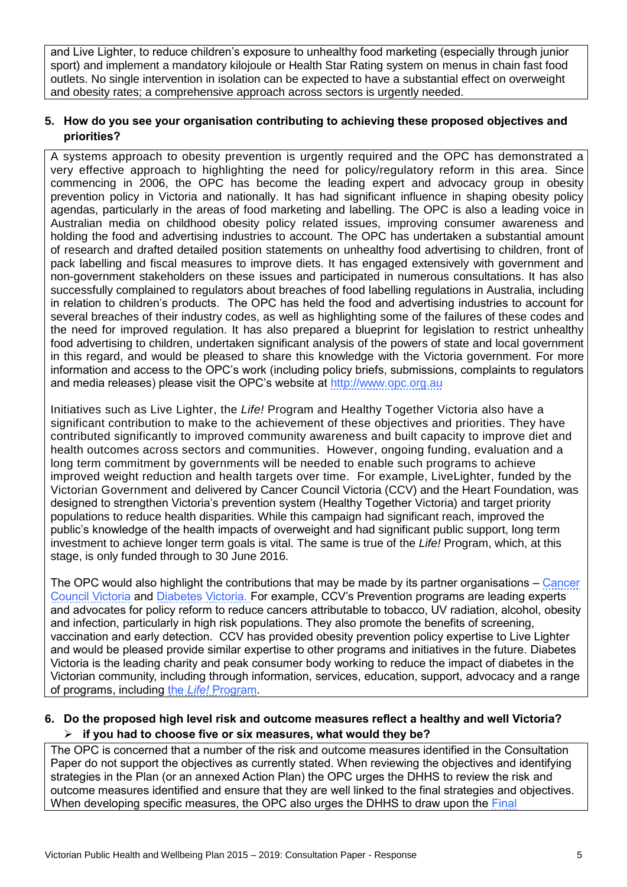and Live Lighter, to reduce children's exposure to unhealthy food marketing (especially through junior sport) and implement a mandatory kilojoule or Health Star Rating system on menus in chain fast food outlets. No single intervention in isolation can be expected to have a substantial effect on overweight and obesity rates; a comprehensive approach across sectors is urgently needed.

**5. How do you see your organisation contributing to achieving these proposed objectives and priorities?**

A systems approach to obesity prevention is urgently required and the OPC has demonstrated a very effective approach to highlighting the need for policy/regulatory reform in this area. Since commencing in 2006, the OPC has become the leading expert and advocacy group in obesity prevention policy in Victoria and nationally. It has had significant influence in shaping obesity policy agendas, particularly in the areas of food marketing and labelling. The OPC is also a leading voice in Australian media on childhood obesity policy related issues, improving consumer awareness and holding the food and advertising industries to account. The OPC has undertaken a substantial amount of research and drafted detailed position statements on unhealthy food advertising to children, front of pack labelling and fiscal measures to improve diets. It has engaged extensively with government and non-government stakeholders on these issues and participated in numerous consultations. It has also successfully complained to regulators about breaches of food labelling regulations in Australia, including in relation to children's products. The OPC has held the food and advertising industries to account for several breaches of their industry codes, as well as highlighting some of the failures of these codes and the need for improved regulation. It has also prepared a blueprint for legislation to restrict unhealthy food advertising to children, undertaken significant analysis of the powers of state and local government in this regard, and would be pleased to share this knowledge with the Victoria government. For more information and access to the OPC's work (including policy briefs, submissions, complaints to regulators and media releases) please visit the OPC's website at http://www.opc.org.au

Initiatives such as Live Lighter, the *Life!* Program and Healthy Together Victoria also have a significant contribution to make to the achievement of these objectives and priorities. They have contributed significantly to improved community awareness and built capacity to improve diet and health outcomes across sectors and communities. However, ongoing funding, evaluation and a long term commitment by governments will be needed to enable such programs to achieve improved weight reduction and health targets over time. For example, LiveLighter, funded by the Victorian Government and delivered by Cancer Council Victoria (CCV) and the Heart Foundation, was designed to strengthen Victoria's prevention system (Healthy Together Victoria) and target priority populations to reduce health disparities. While this campaign had significant reach, improved the public's knowledge of the health impacts of overweight and had significant public support, long term investment to achieve longer term goals is vital. The same is true of the *Life!* Program, which, at this stage, is only funded through to 30 June 2016.

The OPC would also highlight the contributions that may be made by its partner organisations – Cancer Council Victoria and Diabetes Victoria. For example, CCV's Prevention programs are leading experts and advocates for policy reform to reduce cancers attributable to tobacco, UV radiation, alcohol, obesity and infection, particularly in high risk populations. They also promote the benefits of screening, vaccination and early detection. CCV has provided obesity prevention policy expertise to Live Lighter and would be pleased provide similar expertise to other programs and initiatives in the future. Diabetes Victoria is the leading charity and peak consumer body working to reduce the impact of diabetes in the Victorian community, including through information, services, education, support, advocacy and a range of programs, including the *Life!* Program.

**6. Do the proposed high level risk and outcome measures reflect a healthy and well Victoria?**

- **if you had to choose five or six measures, what would they be?**

The OPC is concerned that a number of the risk and outcome measures identified in the Consultation Paper do not support the objectives as currently stated. When reviewing the objectives and identifying strategies in the Plan (or an annexed Action Plan) the OPC urges the DHHS to review the risk and outcome measures identified and ensure that they are well linked to the final strategies and objectives. When developing specific measures, the OPC also urges the DHHS to draw upon the Final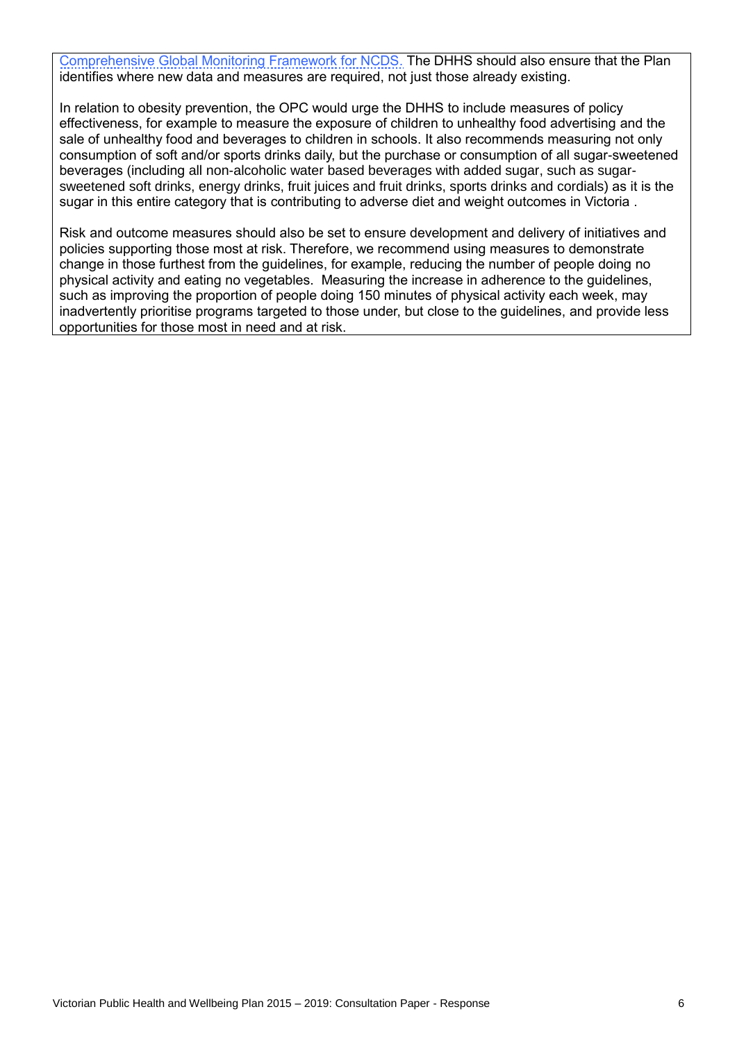Comprehensive Global Monitoring Framework for NCDS. The DHHS should also ensure that the Plan identifies where new data and measures are required, not just those already existing.

In relation to obesity prevention, the OPC would urge the DHHS to include measures of policy effectiveness, for example to measure the exposure of children to unhealthy food advertising and the sale of unhealthy food and beverages to children in schools. It also recommends measuring not only consumption of soft and/or sports drinks daily, but the purchase or consumption of all sugar-sweetened beverages (including all non-alcoholic water based beverages with added sugar, such as sugar-sweetened soft drinks, energy drinks, fruit juices and fruit drinks, sports drinks and cordials) as it is the sugar in this entire category that is contributing to adverse diet and weight outcomes in Victoria .

Risk and outcome measures should also be set to ensure development and delivery of initiatives and policies supporting those most at risk. Therefore, we recommend using measures to demonstrate change in those furthest from the guidelines, for example, reducing the number of people doing no physical activity and eating no vegetables. Measuring the increase in adherence to the guidelines, such as improving the proportion of people doing 150 minutes of physical activity each week, may inadvertently prioritise programs targeted to those under, but close to the guidelines, and provide less opportunities for those most in need and at risk.